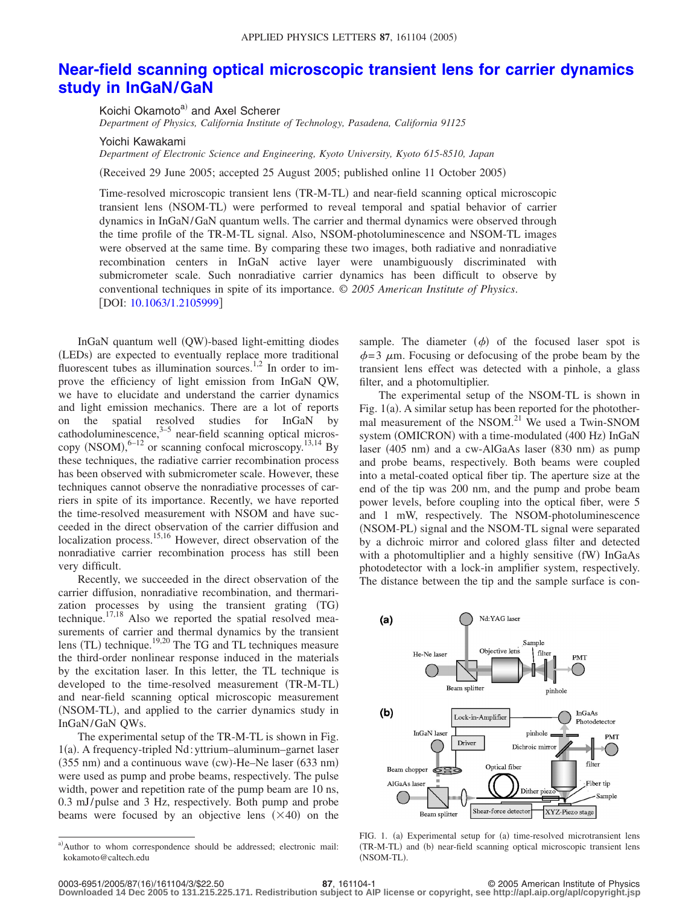# Near-field scanning optical microscopic transient lens for carrier dynamics study in InGaN/GaN

Koichi Okamoto[a] and Axel Scherer

*Department of Physics, California Institute of Technology, Pasadena, California 91125*

Yoichi Kawakami

*Department of Electronic Science and Engineering, Kyoto University, Kyoto 615-8510, Japan*

(Received 29 June 2005; accepted 25 August 2005; published online 11 October 2005)

Time-resolved microscopic transient lens (TR-M-TL) and near-field scanning optical microscopic transient lens (NSOM-TL) were performed to reveal temporal and spatial behavior of carrier dynamics in InGaN/GaN quantum wells. The carrier and thermal dynamics were observed through the time profile of the TR-M-TL signal. Also, NSOM-photoluminescence and NSOM-TL images were observed at the same time. By comparing these two images, both radiative and nonradiative recombination centers in InGaN active layer were unambiguously discriminated with submicrometer scale. Such nonradiative carrier dynamics has been difficult to observe by conventional techniques in spite of its importance. *© 2005 American Institute of Physics*. [DOI: 10.1063/1.2105999]

InGaN quantum well (QW)-based light-emitting diodes (LEDs) are expected to eventually replace more traditional fluorescent tubes as illumination sources.[1,2] In order to improve the efficiency of light emission from InGaN QW, we have to elucidate and understand the carrier dynamics and light emission mechanics. There are a lot of reports on the spatial resolved studies for InGaN by cathodoluminescence,[3–5] near-field scanning optical microscopy (NSOM),[6–12] or scanning confocal microscopy.[13,14] By these techniques, the radiative carrier recombination process has been observed with submicrometer scale. However, these techniques cannot observe the nonradiative processes of carriers in spite of its importance. Recently, we have reported the time-resolved measurement with NSOM and have succeeded in the direct observation of the carrier diffusion and localization process.[15,16] However, direct observation of the nonradiative carrier recombination process has still been very difficult.

Recently, we succeeded in the direct observation of the carrier diffusion, nonradiative recombination, and thermarization processes by using the transient grating (TG) technique.[17,18] Also we reported the spatial resolved measurements of carrier and thermal dynamics by the transient lens (TL) technique.[19,20] The TG and TL techniques measure the third-order nonlinear response induced in the materials by the excitation laser. In this letter, the TL technique is developed to the time-resolved measurement (TR-M-TL) and near-field scanning optical microscopic measurement (NSOM-TL), and applied to the carrier dynamics study in InGaN/GaN QWs.

The experimental setup of the TR-M-TL is shown in Fig. 1(a). A frequency-tripled Nd:yttrium–aluminum–garnet laser (355 nm) and a continuous wave (cw)-He–Ne laser (633 nm) were used as pump and probe beams, respectively. The pulse width, power and repetition rate of the pump beam are 10 ns, 0.3 mJ/pulse and 3 Hz, respectively. Both pump and probe beams were focused by an objective lens (×40) on the sample. The diameter ($\phi$) of the focused laser spot is $\phi=3$ $\mu$m. Focusing or defocusing of the probe beam by the transient lens effect was detected with a pinhole, a glass filter, and a photomultiplier.

The experimental setup of the NSOM-TL is shown in Fig. 1(a). A similar setup has been reported for the photothermal measurement of the NSOM.[21] We used a Twin-SNOM system (OMICRON) with a time-modulated (400 Hz) InGaN laser (405 nm) and a cw-AlGaAs laser (830 nm) as pump and probe beams, respectively. Both beams were coupled into a metal-coated optical fiber tip. The aperture size at the end of the tip was 200 nm, and the pump and probe beam power levels, before coupling into the optical fiber, were 5 and 1 mW, respectively. The NSOM-photoluminescence (NSOM-PL) signal and the NSOM-TL signal were separated by a dichroic mirror and colored glass filter and detected with a photomultiplier and a highly sensitive (fW) InGaAs photodetector with a lock-in amplifier system, respectively. The distance between the tip and the sample surface is con-

FIG. 1. (a) Experimental setup for (a) time-resolved microtransient lens (TR-M-TL) and (b) near-field scanning optical microscopic transient lens (NSOM-TL).

[a]Author to whom correspondence should be addressed; electronic mail: kokamoto@caltech.edu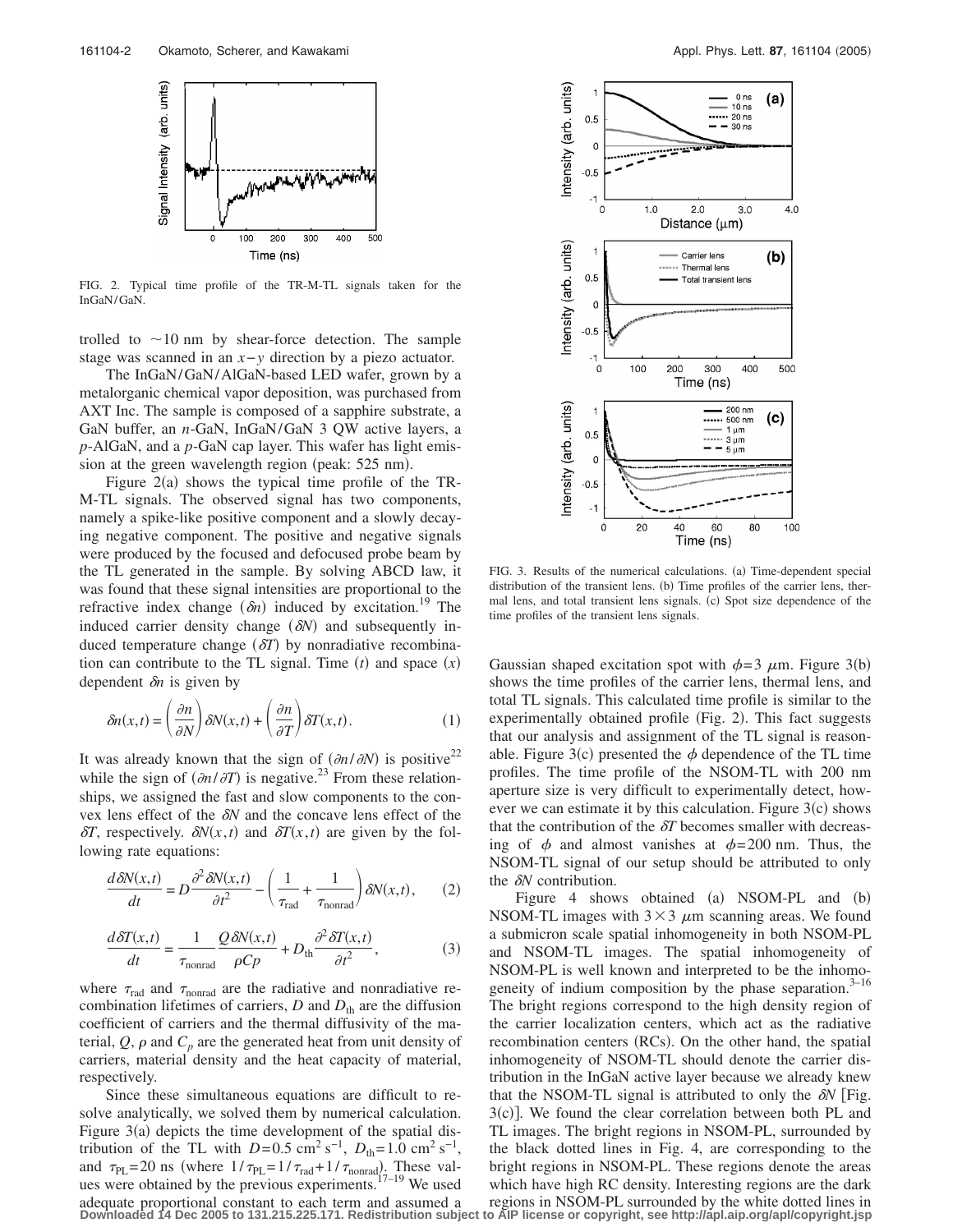FIG. 2. Typical time profile of the TR-M-TL signals taken for the InGaN/GaN.

trolled to ~10 nm by shear-force detection. The sample stage was scanned in an $x-y$ direction by a piezo actuator.

The InGaN/GaN/AlGaN-based LED wafer, grown by a metalorganic chemical vapor deposition, was purchased from AXT Inc. The sample is composed of a sapphire substrate, a GaN buffer, an $n$-GaN, InGaN/GaN 3 QW active layers, a $p$-AlGaN, and a $p$-GaN cap layer. This wafer has light emission at the green wavelength region (peak: 525 nm).

Figure 2(a) shows the typical time profile of the TR-M-TL signals. The observed signal has two components, namely a spike-like positive component and a slowly decaying negative component. The positive and negative signals were produced by the focused and defocused probe beam by the TL generated in the sample. By solving ABCD law, it was found that these signal intensities are proportional to the refractive index change ($\delta n$) induced by excitation.[19] The induced carrier density change ($\delta N$) and subsequently induced temperature change ($\delta T$) by nonradiative recombination can contribute to the TL signal. Time ($t$) and space ($x$) dependent $\delta n$ is given by

$$\delta n(x,t) = \left(\frac{\partial n}{\partial N}\right)\delta N(x,t) + \left(\frac{\partial n}{\partial T}\right)\delta T(x,t). \tag{1}$$

It was already known that the sign of $(\partial n/\partial N)$ is positive[22] while the sign of $(\partial n/\partial T)$ is negative.[23] From these relationships, we assigned the fast and slow components to the convex lens effect of the $\delta N$ and the concave lens effect of the $\delta T$, respectively. $\delta N(x,t)$ and $\delta T(x,t)$ are given by the following rate equations:

$$\frac{d\delta N(x,t)}{dt} = D\frac{\partial^2 \delta N(x,t)}{\partial t^2} - \left(\frac{1}{\tau_{\text{rad}}} + \frac{1}{\tau_{\text{nonrad}}}\right)\delta N(x,t), \tag{2}$$

$$\frac{d\delta T(x,t)}{dt} = \frac{1}{\tau_{\text{nonrad}}}\frac{Q\,\delta N(x,t)}{\rho Cp} + D_{\text{th}}\frac{\partial^2 \delta T(x,t)}{\partial t^2}, \tag{3}$$

where $\tau_{\text{rad}}$ and $\tau_{\text{nonrad}}$ are the radiative and nonradiative recombination lifetimes of carriers, $D$ and $D_{\text{th}}$ are the diffusion coefficient of carriers and the thermal diffusivity of the material, $Q$, $\rho$ and $C_p$ are the generated heat from unit density of carriers, material density and the heat capacity of material, respectively.

Since these simultaneous equations are difficult to resolve analytically, we solved them by numerical calculation. Figure 3(a) depicts the time development of the spatial distribution of the TL with $D=0.5\ \text{cm}^2\,\text{s}^{-1}$, $D_{\text{th}}=1.0\ \text{cm}^2\,\text{s}^{-1}$, and $\tau_{\text{PL}}=20$ ns (where $1/\tau_{\text{PL}}=1/\tau_{\text{rad}}+1/\tau_{\text{nonrad}}$). These values were obtained by the previous experiments.[17–19] We used adequate proportional constant to each term and assumed a Gaussian shaped excitation spot with $\phi=3\ \mu$m. Figure 3(b) shows the time profiles of the carrier lens, thermal lens, and total TL signals. This calculated time profile is similar to the experimentally obtained profile (Fig. 2). This fact suggests that our analysis and assignment of the TL signal is reasonable. Figure 3(c) presented the $\phi$ dependence of the TL time profiles. The time profile of the NSOM-TL with 200 nm aperture size is very difficult to experimentally detect, however we can estimate it by this calculation. Figure 3(c) shows that the contribution of the $\delta T$ becomes smaller with decreasing of $\phi$ and almost vanishes at $\phi=200$ nm. Thus, the NSOM-TL signal of our setup should be attributed to only the $\delta N$ contribution.

FIG. 3. Results of the numerical calculations. (a) Time-dependent special distribution of the transient lens. (b) Time profiles of the carrier lens, thermal lens, and total transient lens signals. (c) Spot size dependence of the time profiles of the transient lens signals.

Figure 4 shows obtained (a) NSOM-PL and (b) NSOM-TL images with $3\times3\ \mu$m scanning areas. We found a submicron scale spatial inhomogeneity in both NSOM-PL and NSOM-TL images. The spatial inhomogeneity of NSOM-PL is well known and interpreted to be the inhomogeneity of indium composition by the phase separation.[3–16] The bright regions correspond to the high density region of the carrier localization centers, which act as the radiative recombination centers (RCs). On the other hand, the spatial inhomogeneity of NSOM-TL should denote the carrier distribution in the InGaN active layer because we already knew that the NSOM-TL signal is attributed to only the $\delta N$ [Fig. 3(c)]. We found the clear correlation between both PL and TL images. The bright regions in NSOM-PL, surrounded by the black dotted lines in Fig. 4, are corresponding to the bright regions in NSOM-PL. These regions denote the areas which have high RC density. Interesting regions are the dark regions in NSOM-PL surrounded by the white dotted lines in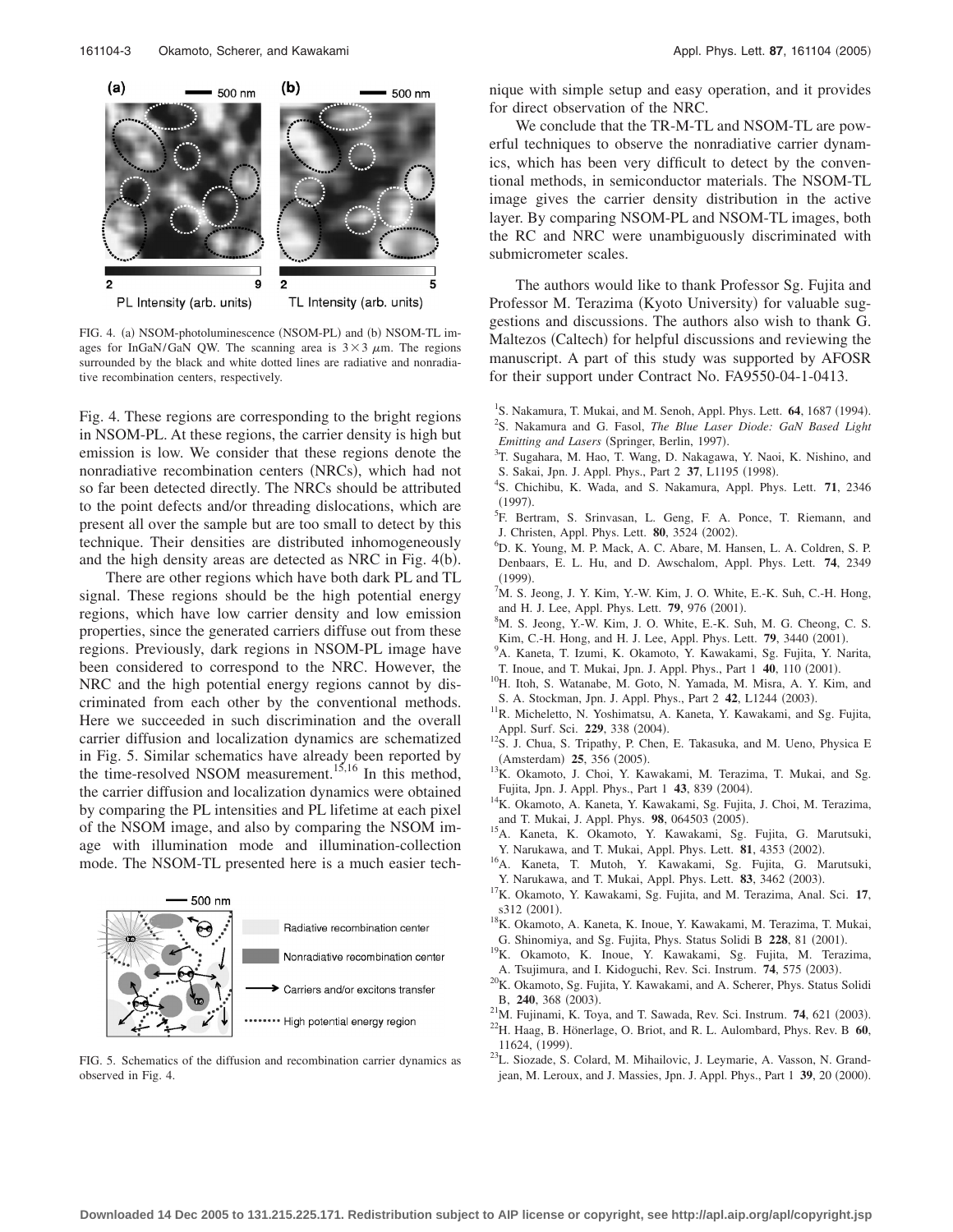(a) 500 nm (b) 500 nm

2 9 2 5

PL Intensity (arb. units) TL Intensity (arb. units)

FIG. 4. (a) NSOM-photoluminescence (NSOM-PL) and (b) NSOM-TL images for InGaN/GaN QW. The scanning area is $3 \times 3$ μm. The regions surrounded by the black and white dotted lines are radiative and nonradiative recombination centers, respectively.

Fig. 4. These regions are corresponding to the bright regions in NSOM-PL. At these regions, the carrier density is high but emission is low. We consider that these regions denote the nonradiative recombination centers (NRCs), which had not so far been detected directly. The NRCs should be attributed to the point defects and/or threading dislocations, which are present all over the sample but are too small to detect by this technique. Their densities are distributed inhomogeneously and the high density areas are detected as NRC in Fig. 4(b).

There are other regions which have both dark PL and TL signal. These regions should be the high potential energy regions, which have low carrier density and low emission properties, since the generated carriers diffuse out from these regions. Previously, dark regions in NSOM-PL image have been considered to correspond to the NRC. However, the NRC and the high potential energy regions cannot by discriminated from each other by the conventional methods. Here we succeeded in such discrimination and the overall carrier diffusion and localization dynamics are schematized in Fig. 5. Similar schematics have already been reported by the time-resolved NSOM measurement.[15,16] In this method, the carrier diffusion and localization dynamics were obtained by comparing the PL intensities and PL lifetime at each pixel of the NSOM image, and also by comparing the NSOM image with illumination mode and illumination-collection mode. The NSOM-TL presented here is a much easier technique with simple setup and easy operation, and it provides for direct observation of the NRC.

We conclude that the TR-M-TL and NSOM-TL are powerful techniques to observe the nonradiative carrier dynamics, which has been very difficult to detect by the conventional methods, in semiconductor materials. The NSOM-TL image gives the carrier density distribution in the active layer. By comparing NSOM-PL and NSOM-TL images, both the RC and NRC were unambiguously discriminated with submicrometer scales.

500 nm

Radiative recombination center

Nonradiative recombination center

Carriers and/or excitons transfer

High potential energy region

FIG. 5. Schematics of the diffusion and recombination carrier dynamics as observed in Fig. 4.

The authors would like to thank Professor Sg. Fujita and Professor M. Terazima (Kyoto University) for valuable suggestions and discussions. The authors also wish to thank G. Maltezos (Caltech) for helpful discussions and reviewing the manuscript. A part of this study was supported by AFOSR for their support under Contract No. FA9550-04-1-0413.

[1] S. Nakamura, T. Mukai, and M. Senoh, Appl. Phys. Lett. **64**, 1687 (1994).
[2] S. Nakamura and G. Fasol, *The Blue Laser Diode: GaN Based Light Emitting and Lasers* (Springer, Berlin, 1997).
[3] T. Sugahara, M. Hao, T. Wang, D. Nakagawa, Y. Naoi, K. Nishino, and S. Sakai, Jpn. J. Appl. Phys., Part 2 **37**, L1195 (1998).
[4] S. Chichibu, K. Wada, and S. Nakamura, Appl. Phys. Lett. **71**, 2346 (1997).
[5] F. Bertram, S. Srinvasan, L. Geng, F. A. Ponce, T. Riemann, and J. Christen, Appl. Phys. Lett. **80**, 3524 (2002).
[6] D. K. Young, M. P. Mack, A. C. Abare, M. Hansen, L. A. Coldren, S. P. Denbaars, E. L. Hu, and D. Awschalom, Appl. Phys. Lett. **74**, 2349 (1999).
[7] M. S. Jeong, J. Y. Kim, Y.-W. Kim, J. O. White, E.-K. Suh, C.-H. Hong, and H. J. Lee, Appl. Phys. Lett. **79**, 976 (2001).
[8] M. S. Jeong, Y.-W. Kim, J. O. White, E.-K. Suh, M. G. Cheong, C. S. Kim, C.-H. Hong, and H. J. Lee, Appl. Phys. Lett. **79**, 3440 (2001).
[9] A. Kaneta, T. Izumi, K. Okamoto, Y. Kawakami, Sg. Fujita, Y. Narita, T. Inoue, and T. Mukai, Jpn. J. Appl. Phys., Part 1 **40**, 110 (2001).
[10] H. Itoh, S. Watanabe, M. Goto, N. Yamada, M. Misra, A. Y. Kim, and S. A. Stockman, Jpn. J. Appl. Phys., Part 2 **42**, L1244 (2003).
[11] R. Micheletto, N. Yoshimatsu, A. Kaneta, Y. Kawakami, and Sg. Fujita, Appl. Surf. Sci. **229**, 338 (2004).
[12] S. J. Chua, S. Tripathy, P. Chen, E. Takasuka, and M. Ueno, Physica E (Amsterdam) **25**, 356 (2005).
[13] K. Okamoto, J. Choi, Y. Kawakami, M. Terazima, T. Mukai, and Sg. Fujita, Jpn. J. Appl. Phys., Part 1 **43**, 839 (2004).
[14] K. Okamoto, A. Kaneta, Y. Kawakami, Sg. Fujita, J. Choi, M. Terazima, and T. Mukai, J. Appl. Phys. **98**, 064503 (2005).
[15] A. Kaneta, K. Okamoto, Y. Kawakami, Sg. Fujita, G. Marutsuki, Y. Narukawa, and T. Mukai, Appl. Phys. Lett. **81**, 4353 (2002).
[16] A. Kaneta, T. Mutoh, Y. Kawakami, Sg. Fujita, G. Marutsuki, Y. Narukawa, and T. Mukai, Appl. Phys. Lett. **83**, 3462 (2003).
[17] K. Okamoto, Y. Kawakami, Sg. Fujita, and M. Terazima, Anal. Sci. **17**, s312 (2001).
[18] K. Okamoto, A. Kaneta, K. Inoue, Y. Kawakami, M. Terazima, T. Mukai, G. Shinomiya, and Sg. Fujita, Phys. Status Solidi B **228**, 81 (2001).
[19] K. Okamoto, K. Inoue, Y. Kawakami, Sg. Fujita, M. Terazima, A. Tsujimura, and I. Kidoguchi, Rev. Sci. Instrum. **74**, 575 (2003).
[20] K. Okamoto, Sg. Fujita, Y. Kawakami, and A. Scherer, Phys. Status Solidi B, **240**, 368 (2003).
[21] M. Fujinami, K. Toya, and T. Sawada, Rev. Sci. Instrum. **74**, 621 (2003).
[22] H. Haag, B. Hönerlage, O. Briot, and R. L. Aulombard, Phys. Rev. B **60**, 11624, (1999).
[23] L. Siozade, S. Colard, M. Mihailovic, J. Leymarie, A. Vasson, N. Grandjean, M. Leroux, and J. Massies, Jpn. J. Appl. Phys., Part 1 **39**, 20 (2000).